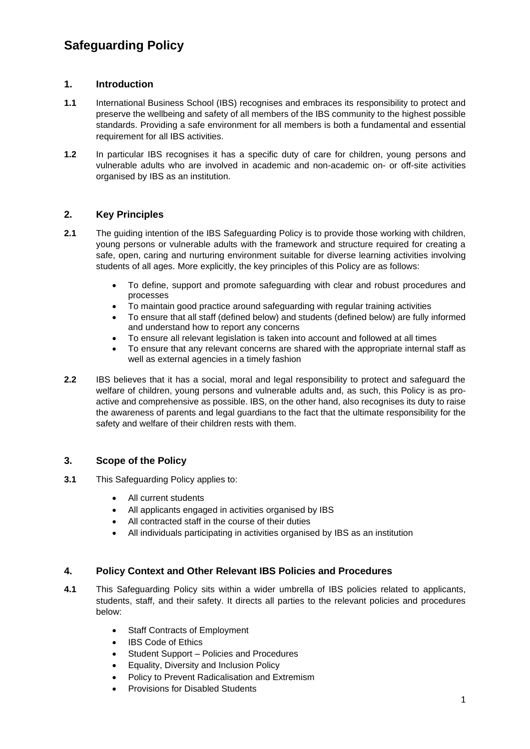# Safeguarding Policy

## 1. Introduction

**1.1** International Business School (IBS) recognises and embraces its responsibility to protect and preserve the wellbeing and safety of all members of the IBS community to the highest possible standards. Providing a safe environment for all members is both a fundamental and essential requirement for all IBS activities.

**1.2** In particular IBS recognises it has a specific duty of care for children, young persons and vulnerable adults who are involved in academic and non-academic on- or off-site activities organised by IBS as an institution.

## 2. Key Principles

**2.1** The guiding intention of the IBS Safeguarding Policy is to provide those working with children, young persons or vulnerable adults with the framework and structure required for creating a safe, open, caring and nurturing environment suitable for diverse learning activities involving students of all ages. More explicitly, the key principles of this Policy are as follows:

- To define, support and promote safeguarding with clear and robust procedures and processes
- To maintain good practice around safeguarding with regular training activities
- To ensure that all staff (defined below) and students (defined below) are fully informed and understand how to report any concerns
- To ensure all relevant legislation is taken into account and followed at all times
- To ensure that any relevant concerns are shared with the appropriate internal staff as well as external agencies in a timely fashion

**2.2** IBS believes that it has a social, moral and legal responsibility to protect and safeguard the welfare of children, young persons and vulnerable adults and, as such, this Policy is as pro-active and comprehensive as possible. IBS, on the other hand, also recognises its duty to raise the awareness of parents and legal guardians to the fact that the ultimate responsibility for the safety and welfare of their children rests with them.

## 3. Scope of the Policy

**3.1** This Safeguarding Policy applies to:

- All current students
- All applicants engaged in activities organised by IBS
- All contracted staff in the course of their duties
- All individuals participating in activities organised by IBS as an institution

## 4. Policy Context and Other Relevant IBS Policies and Procedures

**4.1** This Safeguarding Policy sits within a wider umbrella of IBS policies related to applicants, students, staff, and their safety. It directs all parties to the relevant policies and procedures below:

- Staff Contracts of Employment
- IBS Code of Ethics
- Student Support – Policies and Procedures
- Equality, Diversity and Inclusion Policy
- Policy to Prevent Radicalisation and Extremism
- Provisions for Disabled Students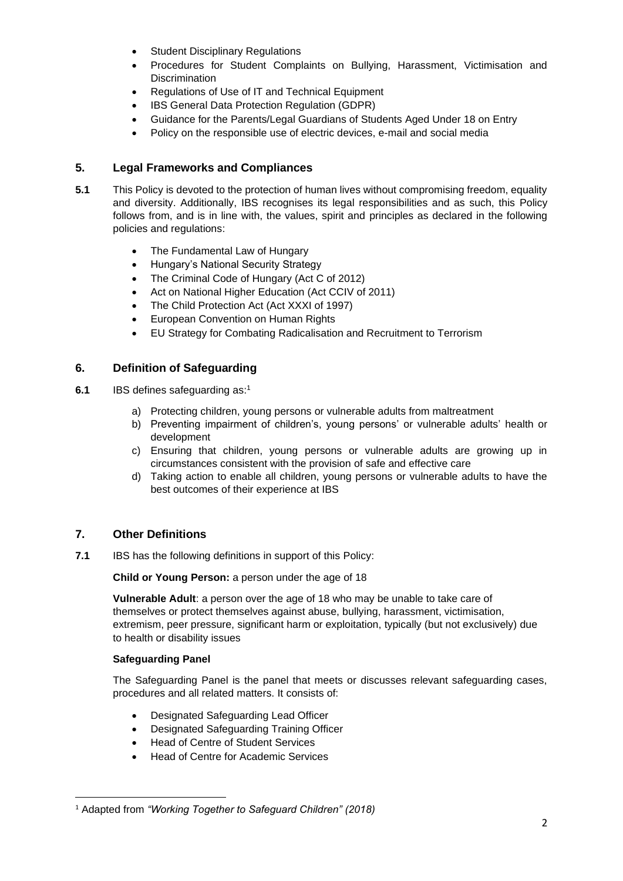- Student Disciplinary Regulations
- Procedures for Student Complaints on Bullying, Harassment, Victimisation and Discrimination
- Regulations of Use of IT and Technical Equipment
- IBS General Data Protection Regulation (GDPR)
- Guidance for the Parents/Legal Guardians of Students Aged Under 18 on Entry
- Policy on the responsible use of electric devices, e-mail and social media

## 5. Legal Frameworks and Compliances

**5.1** This Policy is devoted to the protection of human lives without compromising freedom, equality and diversity. Additionally, IBS recognises its legal responsibilities and as such, this Policy follows from, and is in line with, the values, spirit and principles as declared in the following policies and regulations:

- The Fundamental Law of Hungary
- Hungary's National Security Strategy
- The Criminal Code of Hungary (Act C of 2012)
- Act on National Higher Education (Act CCIV of 2011)
- The Child Protection Act (Act XXXI of 1997)
- European Convention on Human Rights
- EU Strategy for Combating Radicalisation and Recruitment to Terrorism

## 6. Definition of Safeguarding

**6.1** IBS defines safeguarding as:[1]

a) Protecting children, young persons or vulnerable adults from maltreatment
b) Preventing impairment of children's, young persons' or vulnerable adults' health or development
c) Ensuring that children, young persons or vulnerable adults are growing up in circumstances consistent with the provision of safe and effective care
d) Taking action to enable all children, young persons or vulnerable adults to have the best outcomes of their experience at IBS

## 7. Other Definitions

**7.1** IBS has the following definitions in support of this Policy:

**Child or Young Person:** a person under the age of 18

**Vulnerable Adult**: a person over the age of 18 who may be unable to take care of themselves or protect themselves against abuse, bullying, harassment, victimisation, extremism, peer pressure, significant harm or exploitation, typically (but not exclusively) due to health or disability issues

**Safeguarding Panel**

The Safeguarding Panel is the panel that meets or discusses relevant safeguarding cases, procedures and all related matters. It consists of:

- Designated Safeguarding Lead Officer
- Designated Safeguarding Training Officer
- Head of Centre of Student Services
- Head of Centre for Academic Services

[1] Adapted from *"Working Together to Safeguard Children" (2018)*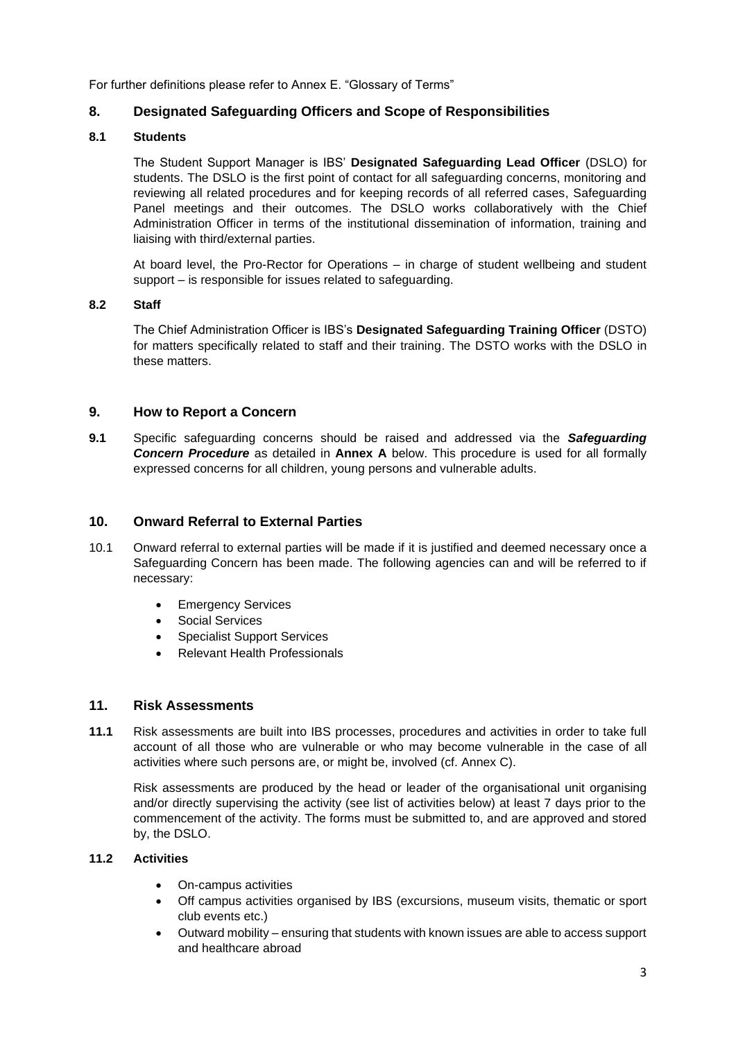For further definitions please refer to Annex E. "Glossary of Terms"

## 8. Designated Safeguarding Officers and Scope of Responsibilities

### 8.1 Students

The Student Support Manager is IBS' **Designated Safeguarding Lead Officer** (DSLO) for students. The DSLO is the first point of contact for all safeguarding concerns, monitoring and reviewing all related procedures and for keeping records of all referred cases, Safeguarding Panel meetings and their outcomes. The DSLO works collaboratively with the Chief Administration Officer in terms of the institutional dissemination of information, training and liaising with third/external parties.

At board level, the Pro-Rector for Operations – in charge of student wellbeing and student support – is responsible for issues related to safeguarding.

### 8.2 Staff

The Chief Administration Officer is IBS's **Designated Safeguarding Training Officer** (DSTO) for matters specifically related to staff and their training. The DSTO works with the DSLO in these matters.

## 9. How to Report a Concern

**9.1** Specific safeguarding concerns should be raised and addressed via the ***Safeguarding Concern Procedure*** as detailed in **Annex A** below. This procedure is used for all formally expressed concerns for all children, young persons and vulnerable adults.

## 10. Onward Referral to External Parties

10.1 Onward referral to external parties will be made if it is justified and deemed necessary once a Safeguarding Concern has been made. The following agencies can and will be referred to if necessary:

- Emergency Services
- Social Services
- Specialist Support Services
- Relevant Health Professionals

## 11. Risk Assessments

**11.1** Risk assessments are built into IBS processes, procedures and activities in order to take full account of all those who are vulnerable or who may become vulnerable in the case of all activities where such persons are, or might be, involved (cf. Annex C).

Risk assessments are produced by the head or leader of the organisational unit organising and/or directly supervising the activity (see list of activities below) at least 7 days prior to the commencement of the activity. The forms must be submitted to, and are approved and stored by, the DSLO.

### 11.2 Activities

- On-campus activities
- Off campus activities organised by IBS (excursions, museum visits, thematic or sport club events etc.)
- Outward mobility – ensuring that students with known issues are able to access support and healthcare abroad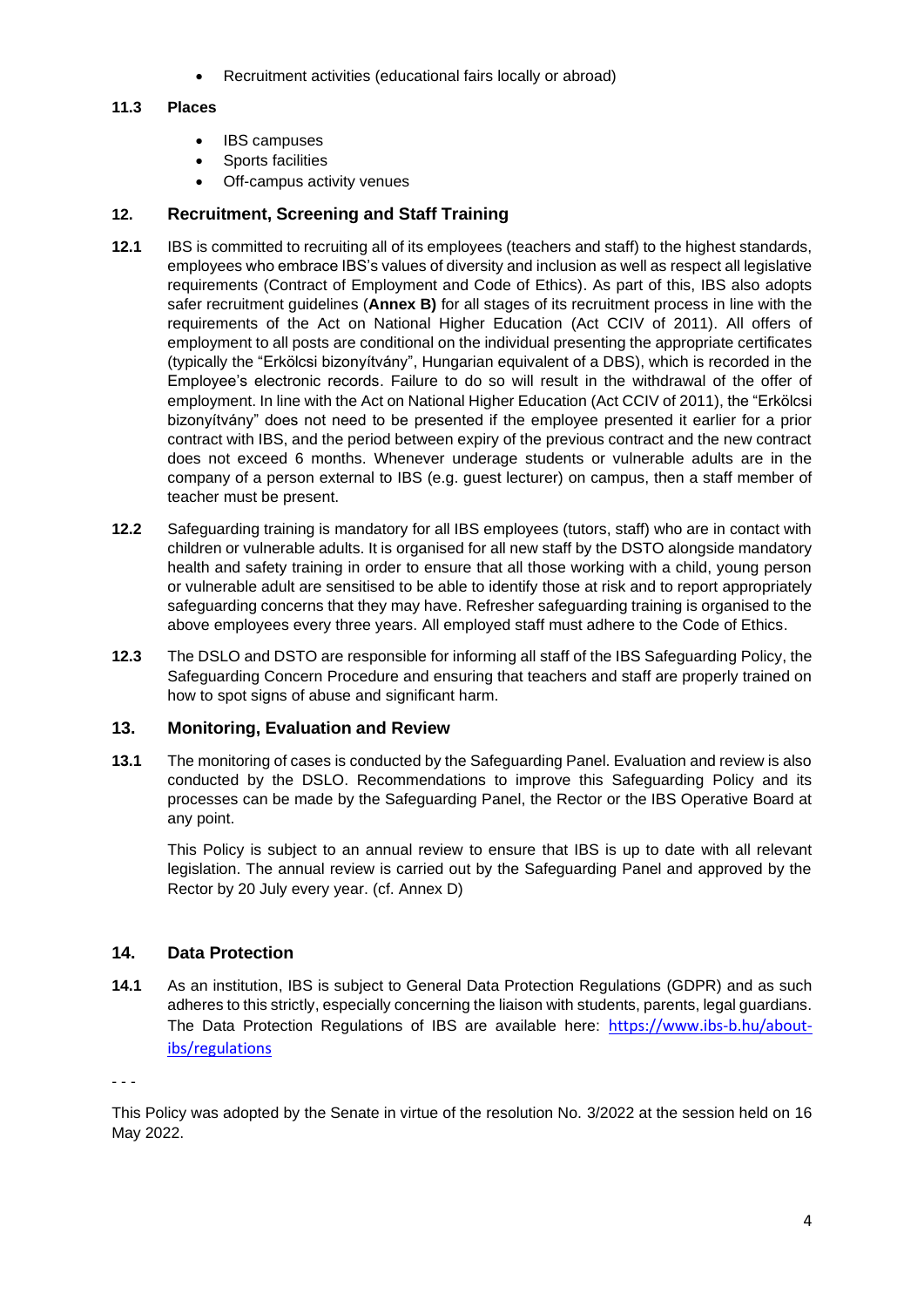- Recruitment activities (educational fairs locally or abroad)

**11.3 Places**

- IBS campuses
- Sports facilities
- Off-campus activity venues

## 12. Recruitment, Screening and Staff Training

**12.1** IBS is committed to recruiting all of its employees (teachers and staff) to the highest standards, employees who embrace IBS's values of diversity and inclusion as well as respect all legislative requirements (Contract of Employment and Code of Ethics). As part of this, IBS also adopts safer recruitment guidelines (**Annex B)** for all stages of its recruitment process in line with the requirements of the Act on National Higher Education (Act CCIV of 2011). All offers of employment to all posts are conditional on the individual presenting the appropriate certificates (typically the "Erkölcsi bizonyítvány", Hungarian equivalent of a DBS), which is recorded in the Employee's electronic records. Failure to do so will result in the withdrawal of the offer of employment. In line with the Act on National Higher Education (Act CCIV of 2011), the "Erkölcsi bizonyítvány" does not need to be presented if the employee presented it earlier for a prior contract with IBS, and the period between expiry of the previous contract and the new contract does not exceed 6 months. Whenever underage students or vulnerable adults are in the company of a person external to IBS (e.g. guest lecturer) on campus, then a staff member of teacher must be present.

**12.2** Safeguarding training is mandatory for all IBS employees (tutors, staff) who are in contact with children or vulnerable adults. It is organised for all new staff by the DSTO alongside mandatory health and safety training in order to ensure that all those working with a child, young person or vulnerable adult are sensitised to be able to identify those at risk and to report appropriately safeguarding concerns that they may have. Refresher safeguarding training is organised to the above employees every three years. All employed staff must adhere to the Code of Ethics.

**12.3** The DSLO and DSTO are responsible for informing all staff of the IBS Safeguarding Policy, the Safeguarding Concern Procedure and ensuring that teachers and staff are properly trained on how to spot signs of abuse and significant harm.

## 13. Monitoring, Evaluation and Review

**13.1** The monitoring of cases is conducted by the Safeguarding Panel. Evaluation and review is also conducted by the DSLO. Recommendations to improve this Safeguarding Policy and its processes can be made by the Safeguarding Panel, the Rector or the IBS Operative Board at any point.

This Policy is subject to an annual review to ensure that IBS is up to date with all relevant legislation. The annual review is carried out by the Safeguarding Panel and approved by the Rector by 20 July every year. (cf. Annex D)

## 14. Data Protection

**14.1** As an institution, IBS is subject to General Data Protection Regulations (GDPR) and as such adheres to this strictly, especially concerning the liaison with students, parents, legal guardians. The Data Protection Regulations of IBS are available here: https://www.ibs-b.hu/about-ibs/regulations

- - -

This Policy was adopted by the Senate in virtue of the resolution No. 3/2022 at the session held on 16 May 2022.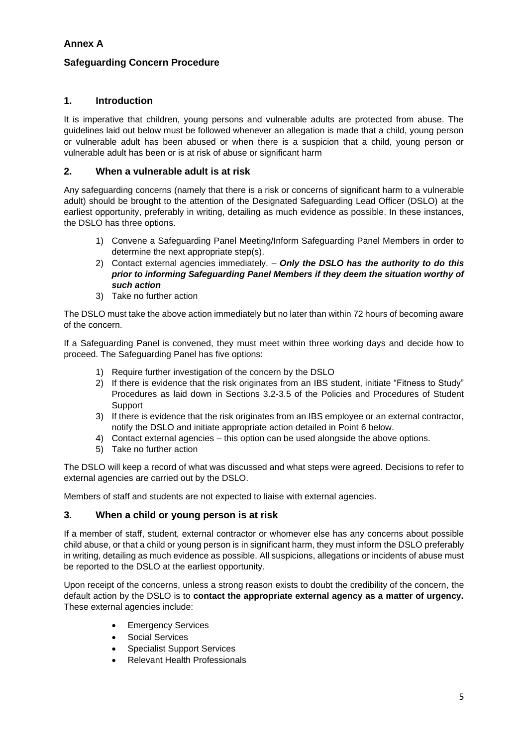## Annex A

## Safeguarding Concern Procedure

### 1. Introduction

It is imperative that children, young persons and vulnerable adults are protected from abuse. The guidelines laid out below must be followed whenever an allegation is made that a child, young person or vulnerable adult has been abused or when there is a suspicion that a child, young person or vulnerable adult has been or is at risk of abuse or significant harm

### 2. When a vulnerable adult is at risk

Any safeguarding concerns (namely that there is a risk or concerns of significant harm to a vulnerable adult) should be brought to the attention of the Designated Safeguarding Lead Officer (DSLO) at the earliest opportunity, preferably in writing, detailing as much evidence as possible. In these instances, the DSLO has three options.

1) Convene a Safeguarding Panel Meeting/Inform Safeguarding Panel Members in order to determine the next appropriate step(s).
2) Contact external agencies immediately. – ***Only the DSLO has the authority to do this prior to informing Safeguarding Panel Members if they deem the situation worthy of such action***
3) Take no further action

The DSLO must take the above action immediately but no later than within 72 hours of becoming aware of the concern.

If a Safeguarding Panel is convened, they must meet within three working days and decide how to proceed. The Safeguarding Panel has five options:

1) Require further investigation of the concern by the DSLO
2) If there is evidence that the risk originates from an IBS student, initiate "Fitness to Study" Procedures as laid down in Sections 3.2-3.5 of the Policies and Procedures of Student Support
3) If there is evidence that the risk originates from an IBS employee or an external contractor, notify the DSLO and initiate appropriate action detailed in Point 6 below.
4) Contact external agencies – this option can be used alongside the above options.
5) Take no further action

The DSLO will keep a record of what was discussed and what steps were agreed. Decisions to refer to external agencies are carried out by the DSLO.

Members of staff and students are not expected to liaise with external agencies.

### 3. When a child or young person is at risk

If a member of staff, student, external contractor or whomever else has any concerns about possible child abuse, or that a child or young person is in significant harm, they must inform the DSLO preferably in writing, detailing as much evidence as possible. All suspicions, allegations or incidents of abuse must be reported to the DSLO at the earliest opportunity.

Upon receipt of the concerns, unless a strong reason exists to doubt the credibility of the concern, the default action by the DSLO is to **contact the appropriate external agency as a matter of urgency.** These external agencies include:

- Emergency Services
- Social Services
- Specialist Support Services
- Relevant Health Professionals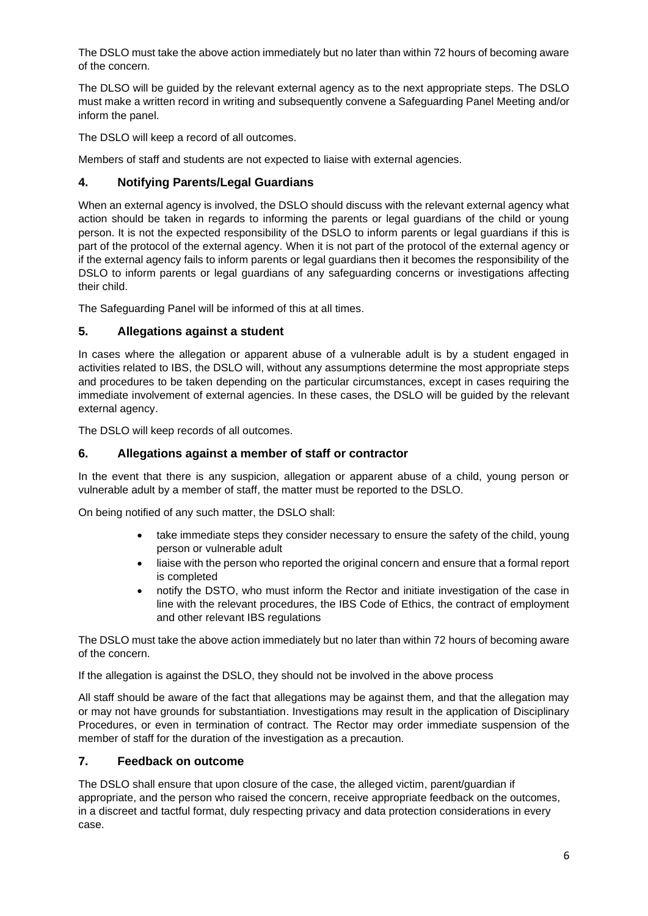The DSLO must take the above action immediately but no later than within 72 hours of becoming aware of the concern.

The DLSO will be guided by the relevant external agency as to the next appropriate steps. The DSLO must make a written record in writing and subsequently convene a Safeguarding Panel Meeting and/or inform the panel.

The DSLO will keep a record of all outcomes.

Members of staff and students are not expected to liaise with external agencies.

## 4. Notifying Parents/Legal Guardians

When an external agency is involved, the DSLO should discuss with the relevant external agency what action should be taken in regards to informing the parents or legal guardians of the child or young person. It is not the expected responsibility of the DSLO to inform parents or legal guardians if this is part of the protocol of the external agency. When it is not part of the protocol of the external agency or if the external agency fails to inform parents or legal guardians then it becomes the responsibility of the DSLO to inform parents or legal guardians of any safeguarding concerns or investigations affecting their child.

The Safeguarding Panel will be informed of this at all times.

## 5. Allegations against a student

In cases where the allegation or apparent abuse of a vulnerable adult is by a student engaged in activities related to IBS, the DSLO will, without any assumptions determine the most appropriate steps and procedures to be taken depending on the particular circumstances, except in cases requiring the immediate involvement of external agencies. In these cases, the DSLO will be guided by the relevant external agency.

The DSLO will keep records of all outcomes.

## 6. Allegations against a member of staff or contractor

In the event that there is any suspicion, allegation or apparent abuse of a child, young person or vulnerable adult by a member of staff, the matter must be reported to the DSLO.

On being notified of any such matter, the DSLO shall:

- take immediate steps they consider necessary to ensure the safety of the child, young person or vulnerable adult
- liaise with the person who reported the original concern and ensure that a formal report is completed
- notify the DSTO, who must inform the Rector and initiate investigation of the case in line with the relevant procedures, the IBS Code of Ethics, the contract of employment and other relevant IBS regulations

The DSLO must take the above action immediately but no later than within 72 hours of becoming aware of the concern.

If the allegation is against the DSLO, they should not be involved in the above process

All staff should be aware of the fact that allegations may be against them, and that the allegation may or may not have grounds for substantiation. Investigations may result in the application of Disciplinary Procedures, or even in termination of contract. The Rector may order immediate suspension of the member of staff for the duration of the investigation as a precaution.

## 7. Feedback on outcome

The DSLO shall ensure that upon closure of the case, the alleged victim, parent/guardian if appropriate, and the person who raised the concern, receive appropriate feedback on the outcomes, in a discreet and tactful format, duly respecting privacy and data protection considerations in every case.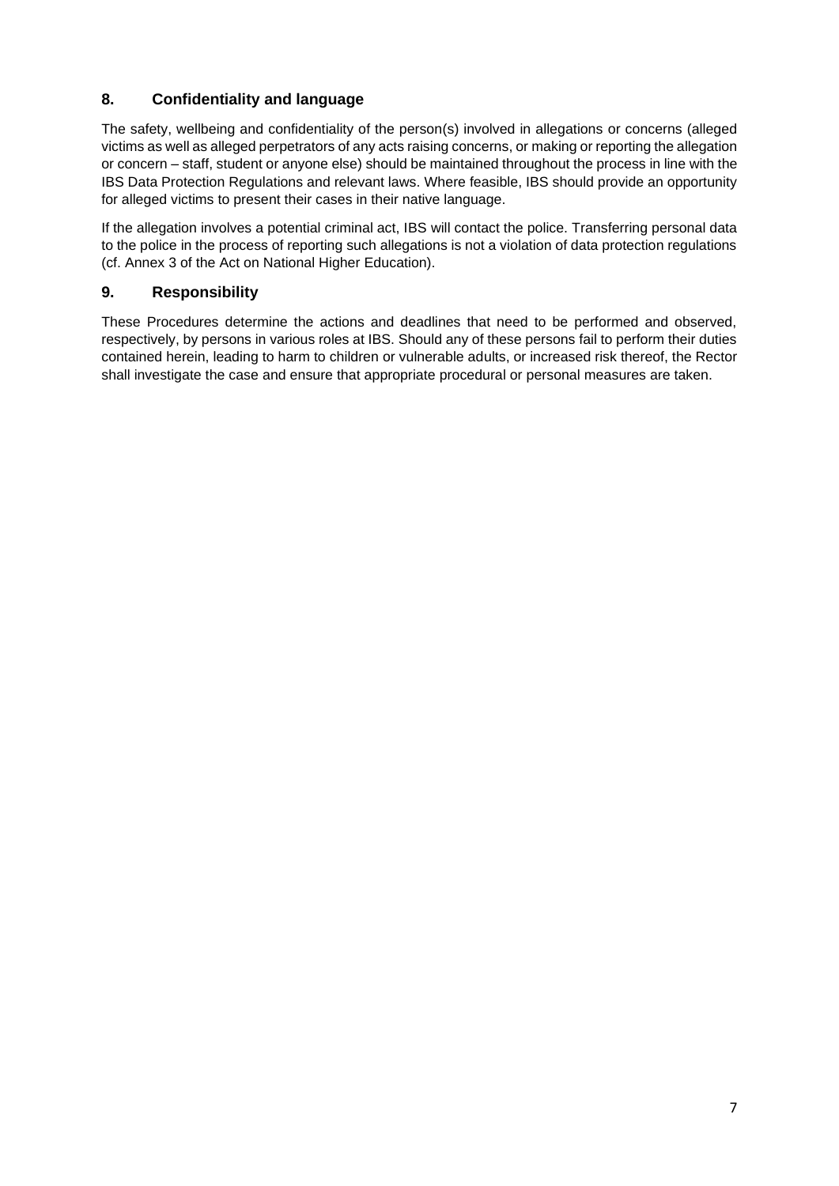## 8. Confidentiality and language

The safety, wellbeing and confidentiality of the person(s) involved in allegations or concerns (alleged victims as well as alleged perpetrators of any acts raising concerns, or making or reporting the allegation or concern – staff, student or anyone else) should be maintained throughout the process in line with the IBS Data Protection Regulations and relevant laws. Where feasible, IBS should provide an opportunity for alleged victims to present their cases in their native language.

If the allegation involves a potential criminal act, IBS will contact the police. Transferring personal data to the police in the process of reporting such allegations is not a violation of data protection regulations (cf. Annex 3 of the Act on National Higher Education).

## 9. Responsibility

These Procedures determine the actions and deadlines that need to be performed and observed, respectively, by persons in various roles at IBS. Should any of these persons fail to perform their duties contained herein, leading to harm to children or vulnerable adults, or increased risk thereof, the Rector shall investigate the case and ensure that appropriate procedural or personal measures are taken.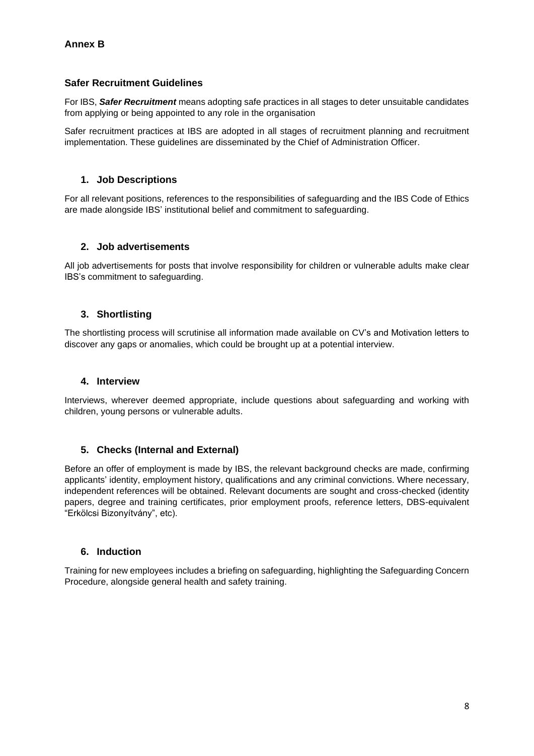## Annex B

### Safer Recruitment Guidelines

For IBS, ***Safer Recruitment*** means adopting safe practices in all stages to deter unsuitable candidates from applying or being appointed to any role in the organisation

Safer recruitment practices at IBS are adopted in all stages of recruitment planning and recruitment implementation. These guidelines are disseminated by the Chief of Administration Officer.

#### 1. Job Descriptions

For all relevant positions, references to the responsibilities of safeguarding and the IBS Code of Ethics are made alongside IBS' institutional belief and commitment to safeguarding.

#### 2. Job advertisements

All job advertisements for posts that involve responsibility for children or vulnerable adults make clear IBS's commitment to safeguarding.

#### 3. Shortlisting

The shortlisting process will scrutinise all information made available on CV's and Motivation letters to discover any gaps or anomalies, which could be brought up at a potential interview.

#### 4. Interview

Interviews, wherever deemed appropriate, include questions about safeguarding and working with children, young persons or vulnerable adults.

#### 5. Checks (Internal and External)

Before an offer of employment is made by IBS, the relevant background checks are made, confirming applicants' identity, employment history, qualifications and any criminal convictions. Where necessary, independent references will be obtained. Relevant documents are sought and cross-checked (identity papers, degree and training certificates, prior employment proofs, reference letters, DBS-equivalent "Erkölcsi Bizonyítvány", etc).

#### 6. Induction

Training for new employees includes a briefing on safeguarding, highlighting the Safeguarding Concern Procedure, alongside general health and safety training.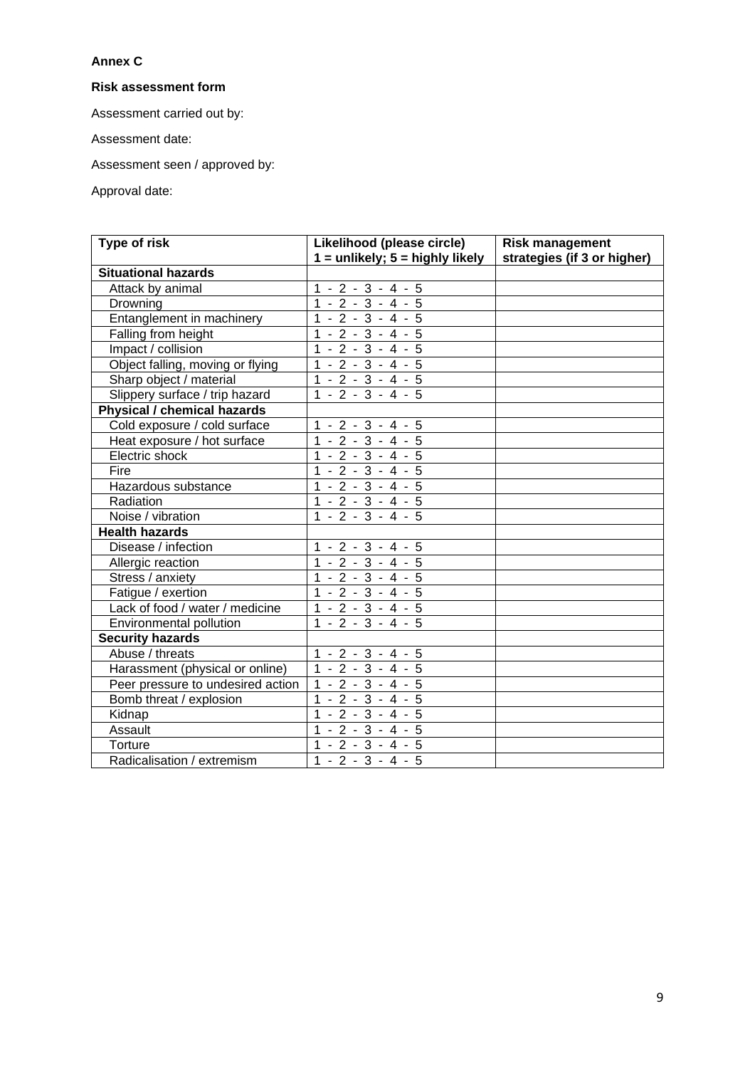**Annex C**

**Risk assessment form**

Assessment carried out by:

Assessment date:

Assessment seen / approved by:

Approval date:

| Type of risk | Likelihood (please circle)<br>1 = unlikely; 5 = highly likely | Risk management strategies (if 3 or higher) |
|---|---|---|
| **Situational hazards** | | |
| Attack by animal | 1 - 2 - 3 - 4 - 5 | |
| Drowning | 1 - 2 - 3 - 4 - 5 | |
| Entanglement in machinery | 1 - 2 - 3 - 4 - 5 | |
| Falling from height | 1 - 2 - 3 - 4 - 5 | |
| Impact / collision | 1 - 2 - 3 - 4 - 5 | |
| Object falling, moving or flying | 1 - 2 - 3 - 4 - 5 | |
| Sharp object / material | 1 - 2 - 3 - 4 - 5 | |
| Slippery surface / trip hazard | 1 - 2 - 3 - 4 - 5 | |
| **Physical / chemical hazards** | | |
| Cold exposure / cold surface | 1 - 2 - 3 - 4 - 5 | |
| Heat exposure / hot surface | 1 - 2 - 3 - 4 - 5 | |
| Electric shock | 1 - 2 - 3 - 4 - 5 | |
| Fire | 1 - 2 - 3 - 4 - 5 | |
| Hazardous substance | 1 - 2 - 3 - 4 - 5 | |
| Radiation | 1 - 2 - 3 - 4 - 5 | |
| Noise / vibration | 1 - 2 - 3 - 4 - 5 | |
| **Health hazards** | | |
| Disease / infection | 1 - 2 - 3 - 4 - 5 | |
| Allergic reaction | 1 - 2 - 3 - 4 - 5 | |
| Stress / anxiety | 1 - 2 - 3 - 4 - 5 | |
| Fatigue / exertion | 1 - 2 - 3 - 4 - 5 | |
| Lack of food / water / medicine | 1 - 2 - 3 - 4 - 5 | |
| Environmental pollution | 1 - 2 - 3 - 4 - 5 | |
| **Security hazards** | | |
| Abuse / threats | 1 - 2 - 3 - 4 - 5 | |
| Harassment (physical or online) | 1 - 2 - 3 - 4 - 5 | |
| Peer pressure to undesired action | 1 - 2 - 3 - 4 - 5 | |
| Bomb threat / explosion | 1 - 2 - 3 - 4 - 5 | |
| Kidnap | 1 - 2 - 3 - 4 - 5 | |
| Assault | 1 - 2 - 3 - 4 - 5 | |
| Torture | 1 - 2 - 3 - 4 - 5 | |
| Radicalisation / extremism | 1 - 2 - 3 - 4 - 5 | |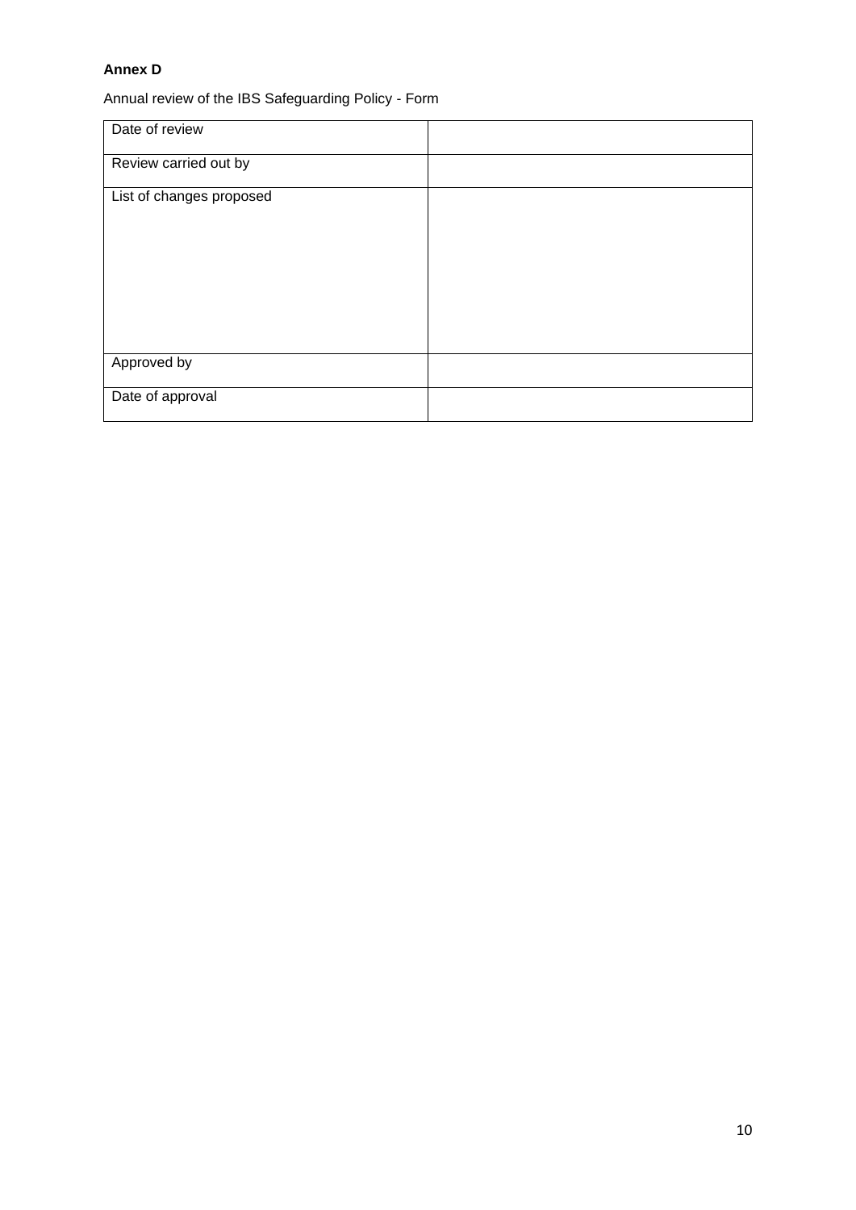**Annex D**

Annual review of the IBS Safeguarding Policy - Form

| Date of review | |
|---|---|
| Review carried out by | |
| List of changes proposed | |
| Approved by | |
| Date of approval | |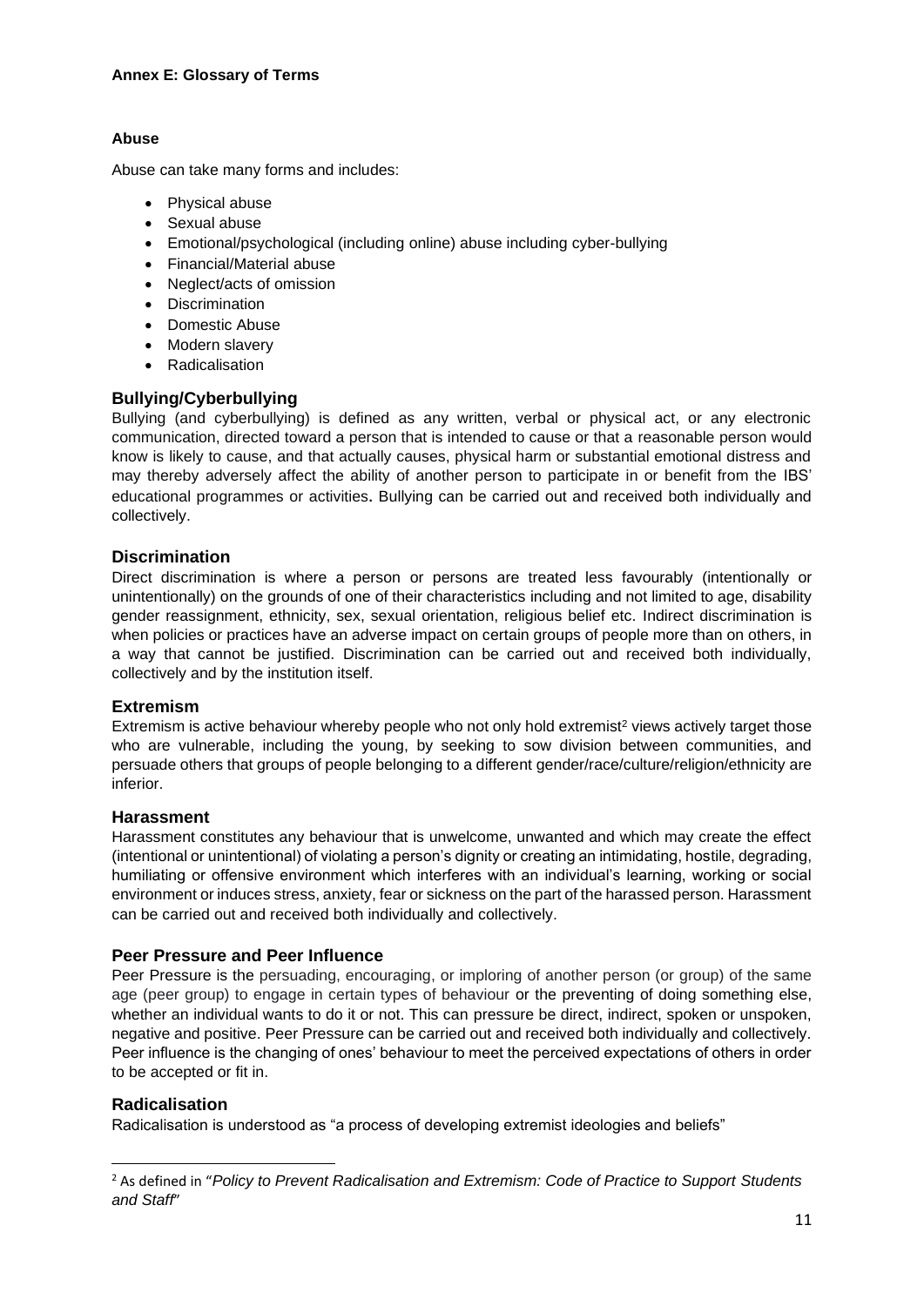**Annex E: Glossary of Terms**

**Abuse**

Abuse can take many forms and includes:

- Physical abuse
- Sexual abuse
- Emotional/psychological (including online) abuse including cyber-bullying
- Financial/Material abuse
- Neglect/acts of omission
- Discrimination
- Domestic Abuse
- Modern slavery
- Radicalisation

## Bullying/Cyberbullying

Bullying (and cyberbullying) is defined as any written, verbal or physical act, or any electronic communication, directed toward a person that is intended to cause or that a reasonable person would know is likely to cause, and that actually causes, physical harm or substantial emotional distress and may thereby adversely affect the ability of another person to participate in or benefit from the IBS' educational programmes or activities. Bullying can be carried out and received both individually and collectively.

## Discrimination

Direct discrimination is where a person or persons are treated less favourably (intentionally or unintentionally) on the grounds of one of their characteristics including and not limited to age, disability gender reassignment, ethnicity, sex, sexual orientation, religious belief etc. Indirect discrimination is when policies or practices have an adverse impact on certain groups of people more than on others, in a way that cannot be justified. Discrimination can be carried out and received both individually, collectively and by the institution itself.

## Extremism

Extremism is active behaviour whereby people who not only hold extremist[2] views actively target those who are vulnerable, including the young, by seeking to sow division between communities, and persuade others that groups of people belonging to a different gender/race/culture/religion/ethnicity are inferior.

## Harassment

Harassment constitutes any behaviour that is unwelcome, unwanted and which may create the effect (intentional or unintentional) of violating a person's dignity or creating an intimidating, hostile, degrading, humiliating or offensive environment which interferes with an individual's learning, working or social environment or induces stress, anxiety, fear or sickness on the part of the harassed person. Harassment can be carried out and received both individually and collectively.

## Peer Pressure and Peer Influence

Peer Pressure is the persuading, encouraging, or imploring of another person (or group) of the same age (peer group) to engage in certain types of behaviour or the preventing of doing something else, whether an individual wants to do it or not. This can pressure be direct, indirect, spoken or unspoken, negative and positive. Peer Pressure can be carried out and received both individually and collectively. Peer influence is the changing of ones' behaviour to meet the perceived expectations of others in order to be accepted or fit in.

## Radicalisation

Radicalisation is understood as "a process of developing extremist ideologies and beliefs"

---

[2] As defined in *"Policy to Prevent Radicalisation and Extremism: Code of Practice to Support Students and Staff"*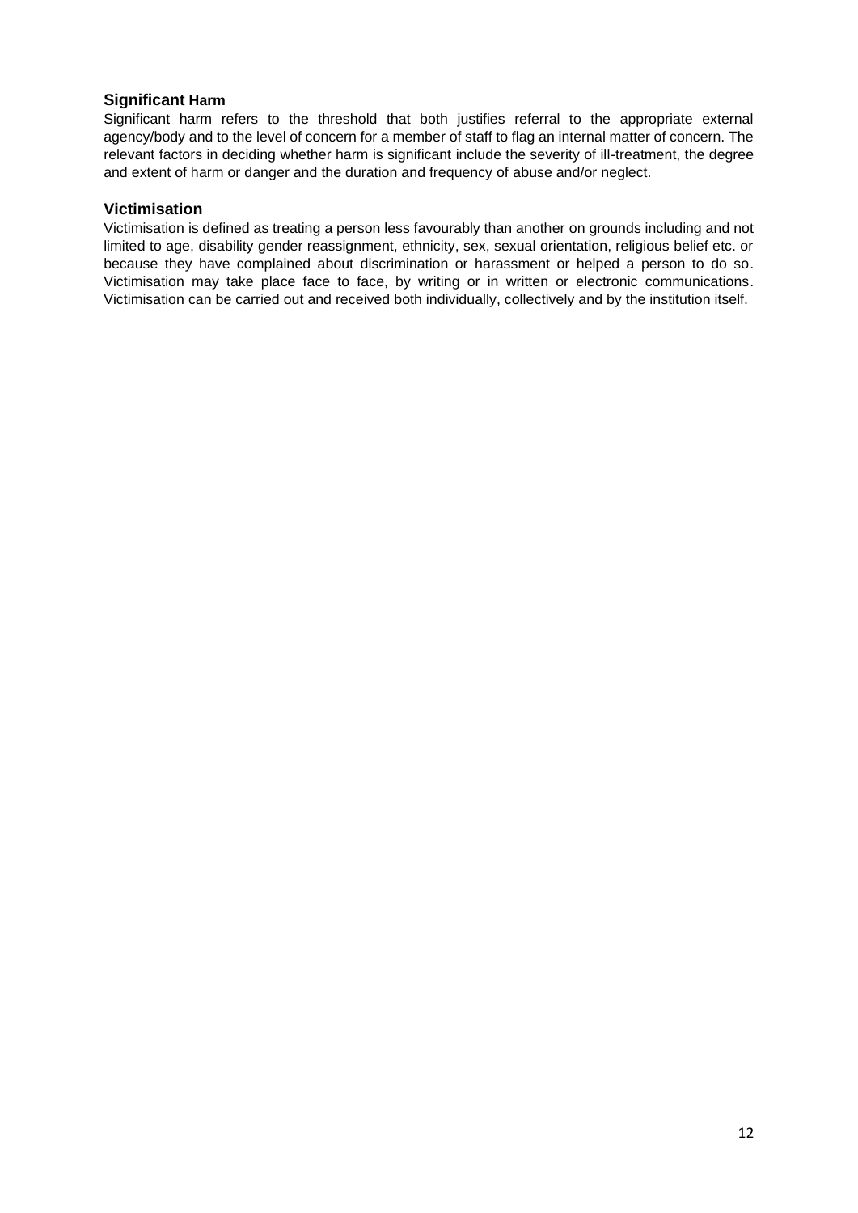### Significant Harm

Significant harm refers to the threshold that both justifies referral to the appropriate external agency/body and to the level of concern for a member of staff to flag an internal matter of concern. The relevant factors in deciding whether harm is significant include the severity of ill-treatment, the degree and extent of harm or danger and the duration and frequency of abuse and/or neglect.

### Victimisation

Victimisation is defined as treating a person less favourably than another on grounds including and not limited to age, disability gender reassignment, ethnicity, sex, sexual orientation, religious belief etc. or because they have complained about discrimination or harassment or helped a person to do so. Victimisation may take place face to face, by writing or in written or electronic communications. Victimisation can be carried out and received both individually, collectively and by the institution itself.